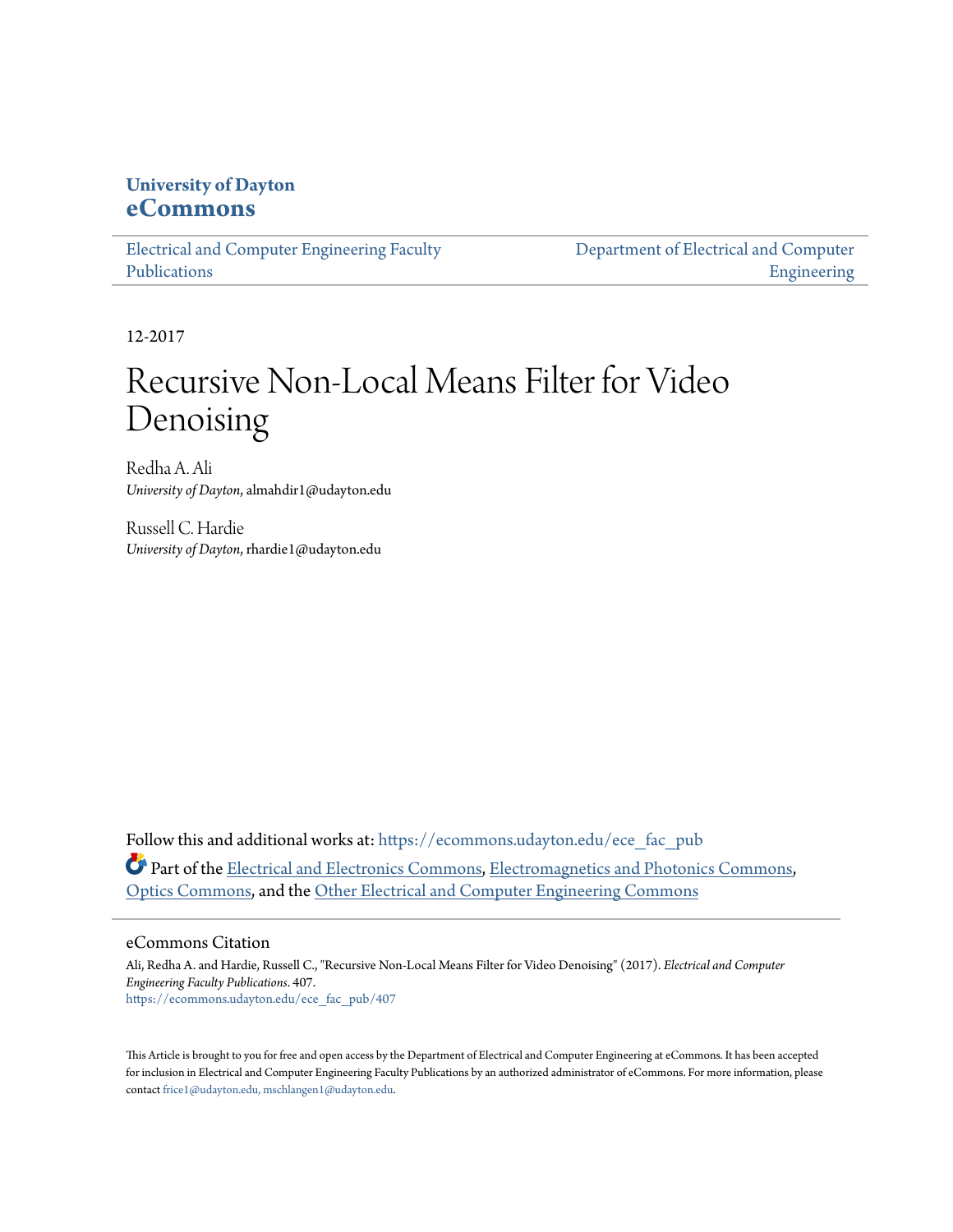**University of Dayton**
**eCommons**

Electrical and Computer Engineering Faculty Publications

Department of Electrical and Computer Engineering

12-2017

# Recursive Non-Local Means Filter for Video Denoising

Redha A. Ali
*University of Dayton*, almahdir1@udayton.edu

Russell C. Hardie
*University of Dayton*, rhardie1@udayton.edu

Follow this and additional works at: https://ecommons.udayton.edu/ece_fac_pub

Part of the Electrical and Electronics Commons, Electromagnetics and Photonics Commons, Optics Commons, and the Other Electrical and Computer Engineering Commons

## eCommons Citation

Ali, Redha A. and Hardie, Russell C., "Recursive Non-Local Means Filter for Video Denoising" (2017). *Electrical and Computer Engineering Faculty Publications*. 407.
https://ecommons.udayton.edu/ece_fac_pub/407

This Article is brought to you for free and open access by the Department of Electrical and Computer Engineering at eCommons. It has been accepted for inclusion in Electrical and Computer Engineering Faculty Publications by an authorized administrator of eCommons. For more information, please contact frice1@udayton.edu, mschlangen1@udayton.edu.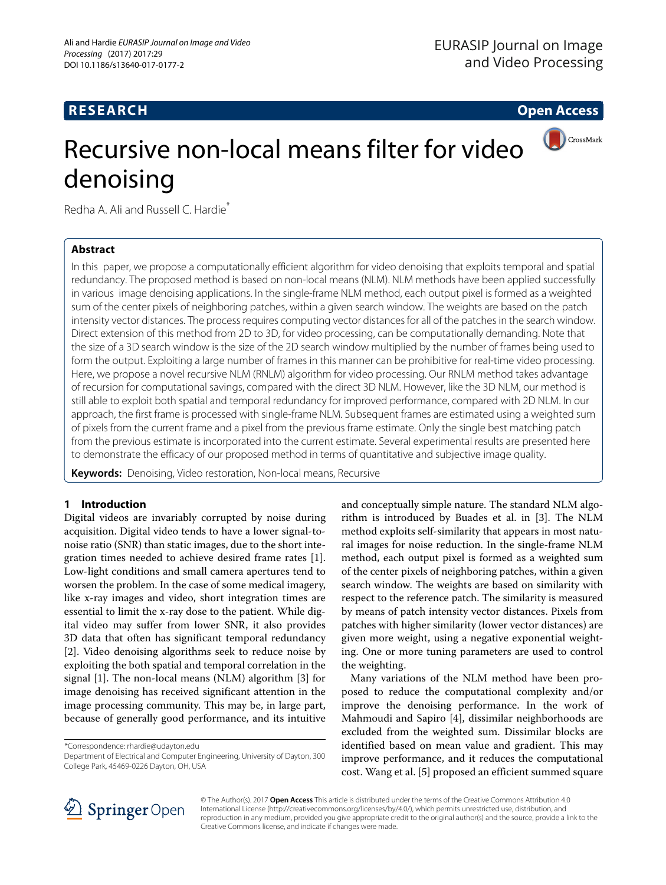# Recursive non-local means filter for video denoising

Redha A. Ali and Russell C. Hardie*

## Abstract

In this paper, we propose a computationally efficient algorithm for video denoising that exploits temporal and spatial redundancy. The proposed method is based on non-local means (NLM). NLM methods have been applied successfully in various image denoising applications. In the single-frame NLM method, each output pixel is formed as a weighted sum of the center pixels of neighboring patches, within a given search window. The weights are based on the patch intensity vector distances. The process requires computing vector distances for all of the patches in the search window. Direct extension of this method from 2D to 3D, for video processing, can be computationally demanding. Note that the size of a 3D search window is the size of the 2D search window multiplied by the number of frames being used to form the output. Exploiting a large number of frames in this manner can be prohibitive for real-time video processing. Here, we propose a novel recursive NLM (RNLM) algorithm for video processing. Our RNLM method takes advantage of recursion for computational savings, compared with the direct 3D NLM. However, like the 3D NLM, our method is still able to exploit both spatial and temporal redundancy for improved performance, compared with 2D NLM. In our approach, the first frame is processed with single-frame NLM. Subsequent frames are estimated using a weighted sum of pixels from the current frame and a pixel from the previous frame estimate. Only the single best matching patch from the previous estimate is incorporated into the current estimate. Several experimental results are presented here to demonstrate the efficacy of our proposed method in terms of quantitative and subjective image quality.

**Keywords:** Denoising, Video restoration, Non-local means, Recursive

## 1 Introduction

Digital videos are invariably corrupted by noise during acquisition. Digital video tends to have a lower signal-to-noise ratio (SNR) than static images, due to the short integration times needed to achieve desired frame rates [1]. Low-light conditions and small camera apertures tend to worsen the problem. In the case of some medical imagery, like x-ray images and video, short integration times are essential to limit the x-ray dose to the patient. While digital video may suffer from lower SNR, it also provides 3D data that often has significant temporal redundancy [2]. Video denoising algorithms seek to reduce noise by exploiting the both spatial and temporal correlation in the signal [1]. The non-local means (NLM) algorithm [3] for image denoising has received significant attention in the image processing community. This may be, in large part, because of generally good performance, and its intuitive and conceptually simple nature. The standard NLM algorithm is introduced by Buades et al. in [3]. The NLM method exploits self-similarity that appears in most natural images for noise reduction. In the single-frame NLM method, each output pixel is formed as a weighted sum of the center pixels of neighboring patches, within a given search window. The weights are based on similarity with respect to the reference patch. The similarity is measured by means of patch intensity vector distances. Pixels from patches with higher similarity (lower vector distances) are given more weight, using a negative exponential weighting. One or more tuning parameters are used to control the weighting.

Many variations of the NLM method have been proposed to reduce the computational complexity and/or improve the denoising performance. In the work of Mahmoudi and Sapiro [4], dissimilar neighborhoods are excluded from the weighted sum. Dissimilar blocks are identified based on mean value and gradient. This may improve performance, and it reduces the computational cost. Wang et al. [5] proposed an efficient summed square

*Correspondence: rhardie@udayton.edu
Department of Electrical and Computer Engineering, University of Dayton, 300 College Park, 45469-0226 Dayton, OH, USA

© The Author(s). 2017 **Open Access** This article is distributed under the terms of the Creative Commons Attribution 4.0 International License (http://creativecommons.org/licenses/by/4.0/), which permits unrestricted use, distribution, and reproduction in any medium, provided you give appropriate credit to the original author(s) and the source, provide a link to the Creative Commons license, and indicate if changes were made.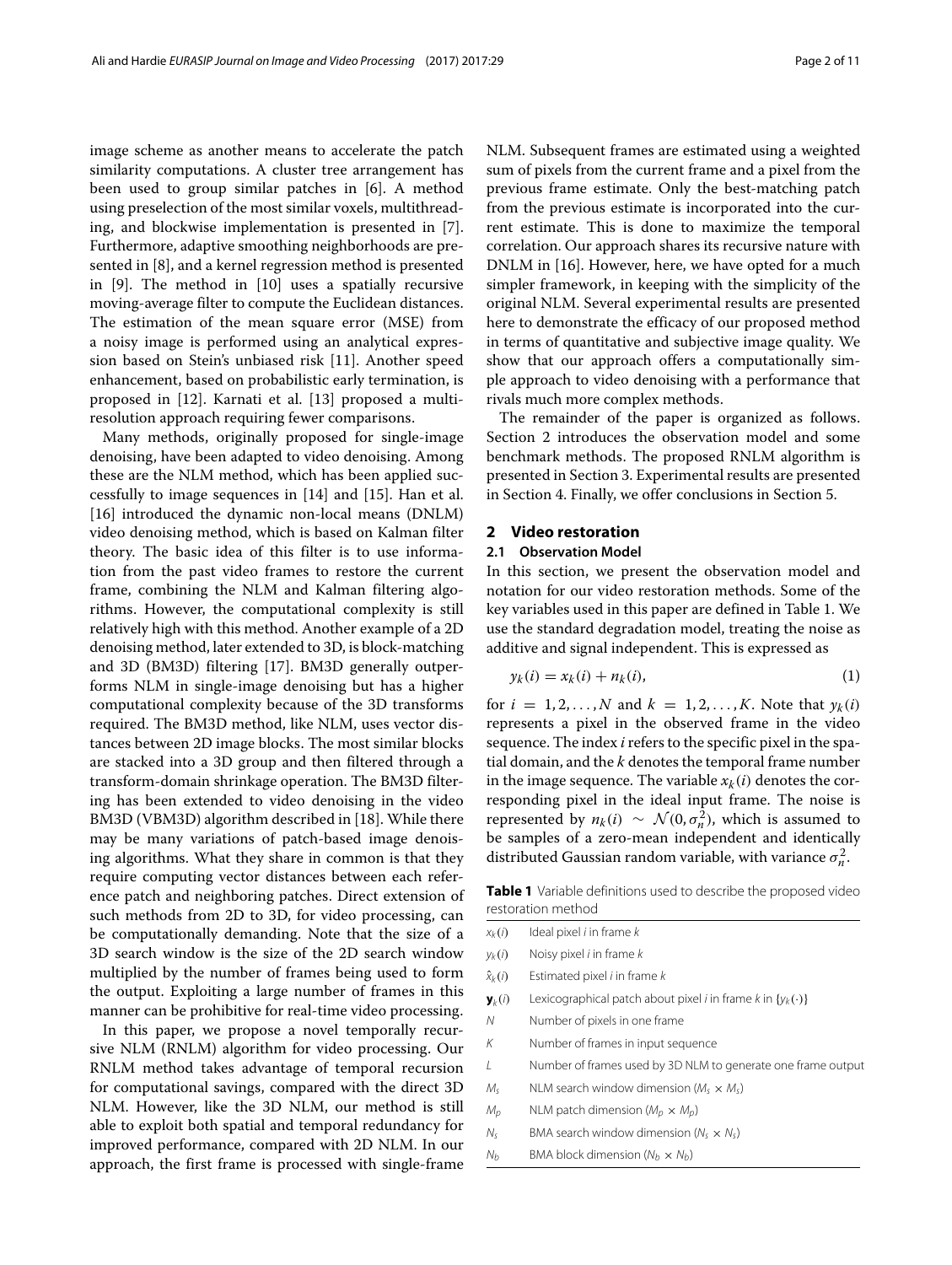image scheme as another means to accelerate the patch similarity computations. A cluster tree arrangement has been used to group similar patches in [6]. A method using preselection of the most similar voxels, multithreading, and blockwise implementation is presented in [7]. Furthermore, adaptive smoothing neighborhoods are presented in [8], and a kernel regression method is presented in [9]. The method in [10] uses a spatially recursive moving-average filter to compute the Euclidean distances. The estimation of the mean square error (MSE) from a noisy image is performed using an analytical expression based on Stein's unbiased risk [11]. Another speed enhancement, based on probabilistic early termination, is proposed in [12]. Karnati et al. [13] proposed a multiresolution approach requiring fewer comparisons.

Many methods, originally proposed for single-image denoising, have been adapted to video denoising. Among these are the NLM method, which has been applied successfully to image sequences in [14] and [15]. Han et al. [16] introduced the dynamic non-local means (DNLM) video denoising method, which is based on Kalman filter theory. The basic idea of this filter is to use information from the past video frames to restore the current frame, combining the NLM and Kalman filtering algorithms. However, the computational complexity is still relatively high with this method. Another example of a 2D denoising method, later extended to 3D, is block-matching and 3D (BM3D) filtering [17]. BM3D generally outperforms NLM in single-image denoising but has a higher computational complexity because of the 3D transforms required. The BM3D method, like NLM, uses vector distances between 2D image blocks. The most similar blocks are stacked into a 3D group and then filtered through a transform-domain shrinkage operation. The BM3D filtering has been extended to video denoising in the video BM3D (VBM3D) algorithm described in [18]. While there may be many variations of patch-based image denoising algorithms. What they share in common is that they require computing vector distances between each reference patch and neighboring patches. Direct extension of such methods from 2D to 3D, for video processing, can be computationally demanding. Note that the size of a 3D search window is the size of the 2D search window multiplied by the number of frames being used to form the output. Exploiting a large number of frames in this manner can be prohibitive for real-time video processing.

In this paper, we propose a novel temporally recursive NLM (RNLM) algorithm for video processing. Our RNLM method takes advantage of temporal recursion for computational savings, compared with the direct 3D NLM. However, like the 3D NLM, our method is still able to exploit both spatial and temporal redundancy for improved performance, compared with 2D NLM. In our approach, the first frame is processed with single-frame NLM. Subsequent frames are estimated using a weighted sum of pixels from the current frame and a pixel from the previous frame estimate. Only the best-matching patch from the previous estimate is incorporated into the current estimate. This is done to maximize the temporal correlation. Our approach shares its recursive nature with DNLM in [16]. However, here, we have opted for a much simpler framework, in keeping with the simplicity of the original NLM. Several experimental results are presented here to demonstrate the efficacy of our proposed method in terms of quantitative and subjective image quality. We show that our approach offers a computationally simple approach to video denoising with a performance that rivals much more complex methods.

The remainder of the paper is organized as follows. Section 2 introduces the observation model and some benchmark methods. The proposed RNLM algorithm is presented in Section 3. Experimental results are presented in Section 4. Finally, we offer conclusions in Section 5.

## 2 Video restoration

### 2.1 Observation Model

In this section, we present the observation model and notation for our video restoration methods. Some of the key variables used in this paper are defined in Table 1. We use the standard degradation model, treating the noise as additive and signal independent. This is expressed as

$$y_k(i) = x_k(i) + n_k(i), \tag{1}$$

for $i = 1, 2, \ldots, N$ and $k = 1, 2, \ldots, K$. Note that $y_k(i)$ represents a pixel in the observed frame in the video sequence. The index $i$ refers to the specific pixel in the spatial domain, and the $k$ denotes the temporal frame number in the image sequence. The variable $x_k(i)$ denotes the corresponding pixel in the ideal input frame. The noise is represented by $n_k(i) \sim \mathcal{N}(0, \sigma_n^2)$, which is assumed to be samples of a zero-mean independent and identically distributed Gaussian random variable, with variance $\sigma_n^2$.

**Table 1** Variable definitions used to describe the proposed video restoration method

| | |
|---|---|
| $x_k(i)$ | Ideal pixel $i$ in frame $k$ |
| $y_k(i)$ | Noisy pixel $i$ in frame $k$ |
| $\hat{x}_k(i)$ | Estimated pixel $i$ in frame $k$ |
| $\mathbf{y}_k(i)$ | Lexicographical patch about pixel $i$ in frame $k$ in $\{y_k(\cdot)\}$ |
| $N$ | Number of pixels in one frame |
| $K$ | Number of frames in input sequence |
| $L$ | Number of frames used by 3D NLM to generate one frame output |
| $M_s$ | NLM search window dimension ($M_s \times M_s$) |
| $M_p$ | NLM patch dimension ($M_p \times M_p$) |
| $N_s$ | BMA search window dimension ($N_s \times N_s$) |
| $N_b$ | BMA block dimension ($N_b \times N_b$) |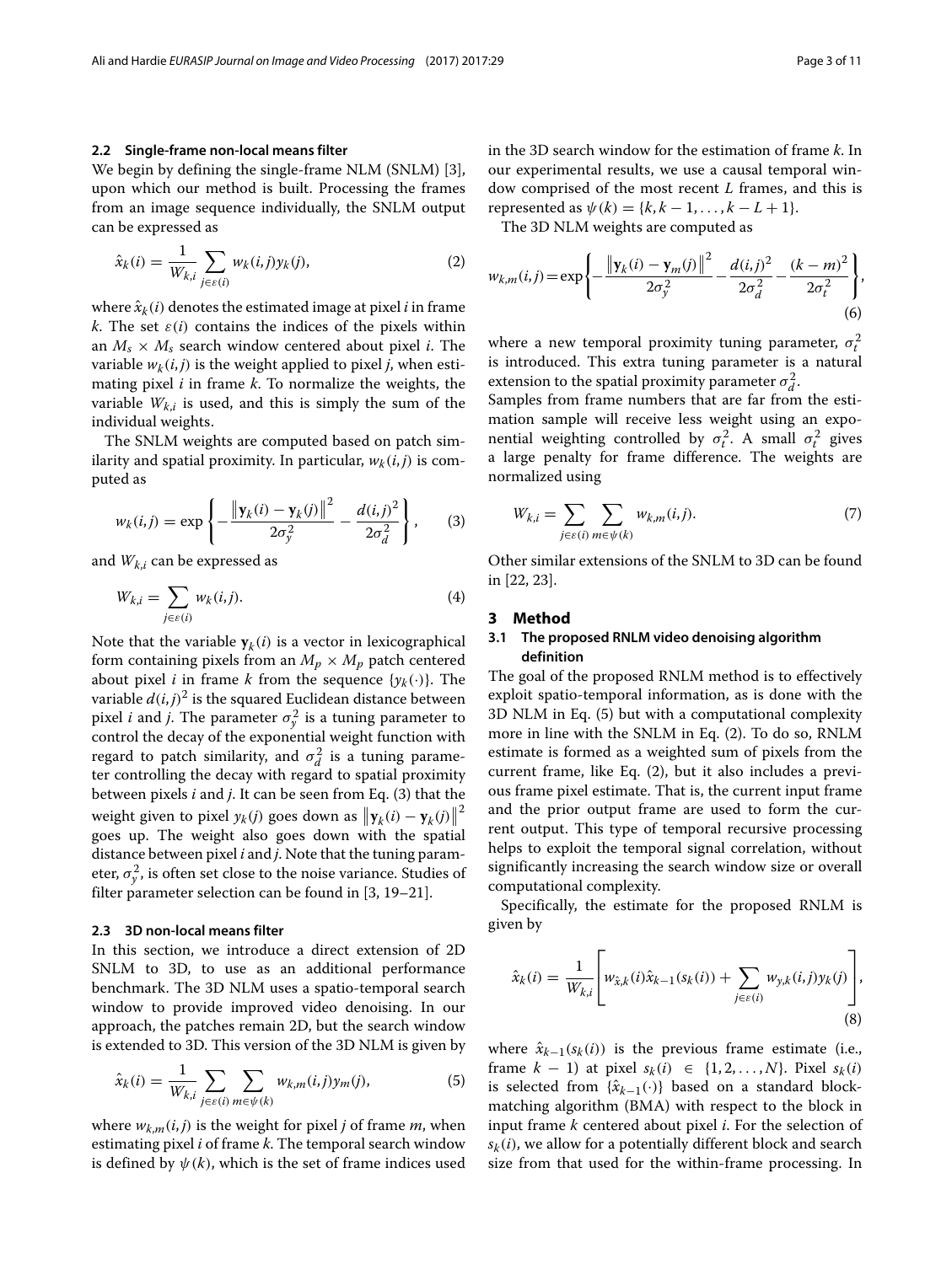### 2.2 Single-frame non-local means filter

We begin by defining the single-frame NLM (SNLM) [3], upon which our method is built. Processing the frames from an image sequence individually, the SNLM output can be expressed as

$$\hat{x}_k(i) = \frac{1}{W_{k,i}} \sum_{j \in \varepsilon(i)} w_k(i,j) y_k(j), \tag{2}$$

where $\hat{x}_k(i)$ denotes the estimated image at pixel $i$ in frame $k$. The set $\varepsilon(i)$ contains the indices of the pixels within an $M_s \times M_s$ search window centered about pixel $i$. The variable $w_k(i,j)$ is the weight applied to pixel $j$, when estimating pixel $i$ in frame $k$. To normalize the weights, the variable $W_{k,i}$ is used, and this is simply the sum of the individual weights.

The SNLM weights are computed based on patch similarity and spatial proximity. In particular, $w_k(i,j)$ is computed as

$$w_k(i,j) = \exp\left\{ -\frac{\left\| \mathbf{y}_k(i) - \mathbf{y}_k(j) \right\|^2}{2\sigma_y^2} - \frac{d(i,j)^2}{2\sigma_d^2} \right\}, \tag{3}$$

and $W_{k,i}$ can be expressed as

$$W_{k,i} = \sum_{j \in \varepsilon(i)} w_k(i,j). \tag{4}$$

Note that the variable $\mathbf{y}_k(i)$ is a vector in lexicographical form containing pixels from an $M_p \times M_p$ patch centered about pixel $i$ in frame $k$ from the sequence $\{y_k(\cdot)\}$. The variable $d(i,j)^2$ is the squared Euclidean distance between pixel $i$ and $j$. The parameter $\sigma_y^2$ is a tuning parameter to control the decay of the exponential weight function with regard to patch similarity, and $\sigma_d^2$ is a tuning parameter controlling the decay with regard to spatial proximity between pixels $i$ and $j$. It can be seen from Eq. (3) that the weight given to pixel $y_k(j)$ goes down as $\left\| \mathbf{y}_k(i) - \mathbf{y}_k(j) \right\|^2$ goes up. The weight also goes down with the spatial distance between pixel $i$ and $j$. Note that the tuning parameter, $\sigma_y^2$, is often set close to the noise variance. Studies of filter parameter selection can be found in [3, 19–21].

### 2.3 3D non-local means filter

In this section, we introduce a direct extension of 2D SNLM to 3D, to use as an additional performance benchmark. The 3D NLM uses a spatio-temporal search window to provide improved video denoising. In our approach, the patches remain 2D, but the search window is extended to 3D. This version of the 3D NLM is given by

$$\hat{x}_k(i) = \frac{1}{W_{k,i}} \sum_{j \in \varepsilon(i)} \sum_{m \in \psi(k)} w_{k,m}(i,j) y_m(j), \tag{5}$$

where $w_{k,m}(i,j)$ is the weight for pixel $j$ of frame $m$, when estimating pixel $i$ of frame $k$. The temporal search window is defined by $\psi(k)$, which is the set of frame indices used in the 3D search window for the estimation of frame $k$. In our experimental results, we use a causal temporal window comprised of the most recent $L$ frames, and this is represented as $\psi(k) = \{k, k-1, \ldots, k-L+1\}$.

The 3D NLM weights are computed as

$$w_{k,m}(i,j) = \exp\left\{ -\frac{\left\| \mathbf{y}_k(i) - \mathbf{y}_m(j) \right\|^2}{2\sigma_y^2} - \frac{d(i,j)^2}{2\sigma_d^2} - \frac{(k-m)^2}{2\sigma_t^2} \right\}, \tag{6}$$

where a new temporal proximity tuning parameter, $\sigma_t^2$ is introduced. This extra tuning parameter is a natural extension to the spatial proximity parameter $\sigma_d^2$.

Samples from frame numbers that are far from the estimation sample will receive less weight using an exponential weighting controlled by $\sigma_t^2$. A small $\sigma_t^2$ gives a large penalty for frame difference. The weights are normalized using

$$W_{k,i} = \sum_{j \in \varepsilon(i)} \sum_{m \in \psi(k)} w_{k,m}(i,j). \tag{7}$$

Other similar extensions of the SNLM to 3D can be found in [22, 23].

## 3 Method

### 3.1 The proposed RNLM video denoising algorithm definition

The goal of the proposed RNLM method is to effectively exploit spatio-temporal information, as is done with the 3D NLM in Eq. (5) but with a computational complexity more in line with the SNLM in Eq. (2). To do so, RNLM estimate is formed as a weighted sum of pixels from the current frame, like Eq. (2), but it also includes a previous frame pixel estimate. That is, the current input frame and the prior output frame are used to form the current output. This type of temporal recursive processing helps to exploit the temporal signal correlation, without significantly increasing the search window size or overall computational complexity.

Specifically, the estimate for the proposed RNLM is given by

$$\hat{x}_k(i) = \frac{1}{W_{k,i}} \left[ w_{\hat{x},k}(i) \hat{x}_{k-1}(s_k(i)) + \sum_{j \in \varepsilon(i)} w_{y,k}(i,j) y_k(j) \right], \tag{8}$$

where $\hat{x}_{k-1}(s_k(i))$ is the previous frame estimate (i.e., frame $k-1$) at pixel $s_k(i) \in \{1, 2, \ldots, N\}$. Pixel $s_k(i)$ is selected from $\{\hat{x}_{k-1}(\cdot)\}$ based on a standard block-matching algorithm (BMA) with respect to the block in input frame $k$ centered about pixel $i$. For the selection of $s_k(i)$, we allow for a potentially different block and search size from that used for the within-frame processing. In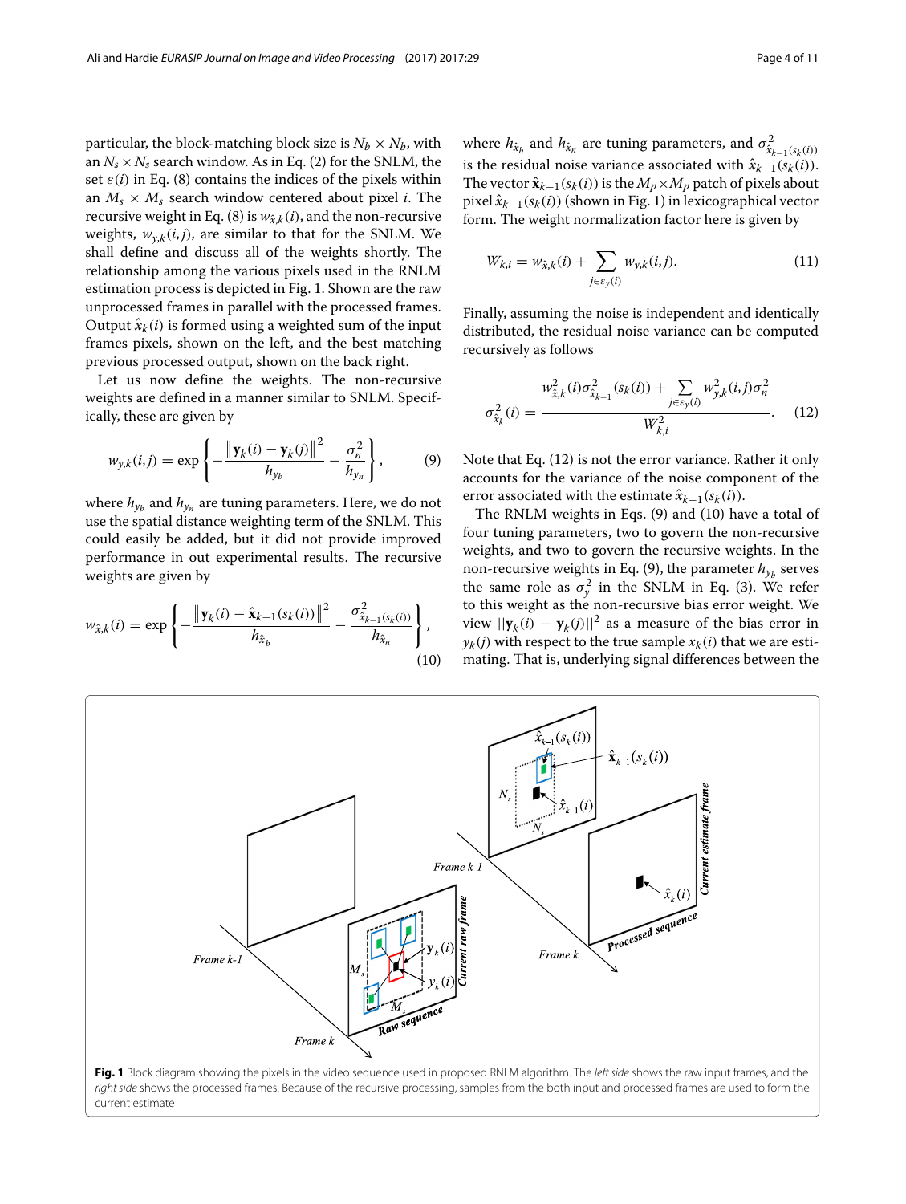particular, the block-matching block size is $N_b \times N_b$, with an $N_s \times N_s$ search window. As in Eq. (2) for the SNLM, the set $\varepsilon(i)$ in Eq. (8) contains the indices of the pixels within an $M_s \times M_s$ search window centered about pixel $i$. The recursive weight in Eq. (8) is $w_{\hat{x},k}(i)$, and the non-recursive weights, $w_{y,k}(i,j)$, are similar to that for the SNLM. We shall define and discuss all of the weights shortly. The relationship among the various pixels used in the RNLM estimation process is depicted in Fig. 1. Shown are the raw unprocessed frames in parallel with the processed frames. Output $\hat{x}_k(i)$ is formed using a weighted sum of the input frames pixels, shown on the left, and the best matching previous processed output, shown on the back right.

Let us now define the weights. The non-recursive weights are defined in a manner similar to SNLM. Specifically, these are given by

$$w_{y,k}(i,j) = \exp\left\{-\frac{\left\|\mathbf{y}_k(i) - \mathbf{y}_k(j)\right\|^2}{h_{y_b}} - \frac{\sigma_n^2}{h_{y_n}}\right\}, \tag{9}$$

where $h_{y_b}$ and $h_{y_n}$ are tuning parameters. Here, we do not use the spatial distance weighting term of the SNLM. This could easily be added, but it did not provide improved performance in out experimental results. The recursive weights are given by

$$w_{\hat{x},k}(i) = \exp\left\{-\frac{\left\|\mathbf{y}_k(i) - \hat{\mathbf{x}}_{k-1}(s_k(i))\right\|^2}{h_{\hat{x}_b}} - \frac{\sigma^2_{\hat{x}_{k-1}(s_k(i))}}{h_{\hat{x}_n}}\right\}, \tag{10}$$

where $h_{\hat{x}_b}$ and $h_{\hat{x}_n}$ are tuning parameters, and $\sigma^2_{\hat{x}_{k-1}(s_k(i))}$ is the residual noise variance associated with $\hat{x}_{k-1}(s_k(i))$. The vector $\hat{\mathbf{x}}_{k-1}(s_k(i))$ is the $M_p \times M_p$ patch of pixels about pixel $\hat{x}_{k-1}(s_k(i))$ (shown in Fig. 1) in lexicographical vector form. The weight normalization factor here is given by

$$W_{k,i} = w_{\hat{x},k}(i) + \sum_{j \in \varepsilon_y(i)} w_{y,k}(i,j). \tag{11}$$

Finally, assuming the noise is independent and identically distributed, the residual noise variance can be computed recursively as follows

$$\sigma^2_{\hat{x}_k}(i) = \frac{w^2_{\hat{x},k}(i)\sigma^2_{\hat{x}_{k-1}}(s_k(i)) + \sum_{j \in \varepsilon_y(i)} w^2_{y,k}(i,j)\sigma_n^2}{W^2_{k,i}}. \tag{12}$$

Note that Eq. (12) is not the error variance. Rather it only accounts for the variance of the noise component of the error associated with the estimate $\hat{x}_{k-1}(s_k(i))$.

The RNLM weights in Eqs. (9) and (10) have a total of four tuning parameters, two to govern the non-recursive weights, and two to govern the recursive weights. In the non-recursive weights in Eq. (9), the parameter $h_{y_b}$ serves the same role as $\sigma_y^2$ in the SNLM in Eq. (3). We refer to this weight as the non-recursive bias error weight. We view $||\mathbf{y}_k(i) - \mathbf{y}_k(j)||^2$ as a measure of the bias error in $y_k(j)$ with respect to the true sample $x_k(i)$ that we are estimating. That is, underlying signal differences between the

**Fig. 1** Block diagram showing the pixels in the video sequence used in proposed RNLM algorithm. The *left side* shows the raw input frames, and the *right side* shows the processed frames. Because of the recursive processing, samples from the both input and processed frames are used to form the current estimate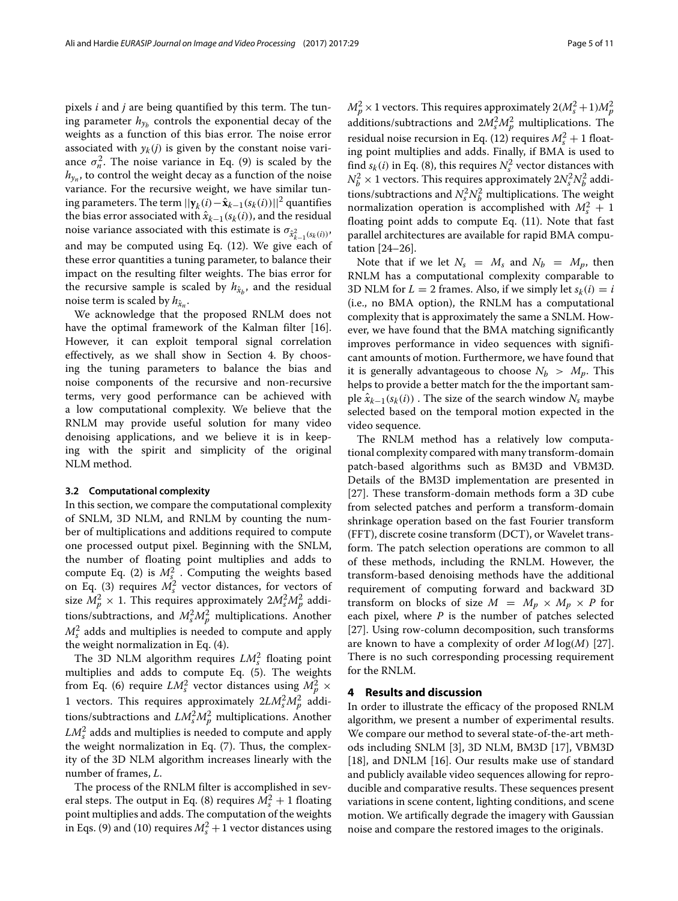pixels $i$ and $j$ are being quantified by this term. The tuning parameter $h_{y_b}$ controls the exponential decay of the weights as a function of this bias error. The noise error associated with $y_k(j)$ is given by the constant noise variance $\sigma_n^2$. The noise variance in Eq. (9) is scaled by the $h_{y_n}$, to control the weight decay as a function of the noise variance. For the recursive weight, we have similar tuning parameters. The term $||\mathbf{y}_k(i) - \hat{\mathbf{x}}_{k-1}(s_k(i))||^2$ quantifies the bias error associated with $\hat{x}_{k-1}(s_k(i))$, and the residual noise variance associated with this estimate is $\sigma_{\hat{x}^2_{k-1}(s_k(i))}$, and may be computed using Eq. (12). We give each of these error quantities a tuning parameter, to balance their impact on the resulting filter weights. The bias error for the recursive sample is scaled by $h_{\hat{x}_b}$, and the residual noise term is scaled by $h_{\hat{x}_n}$.

We acknowledge that the proposed RNLM does not have the optimal framework of the Kalman filter [16]. However, it can exploit temporal signal correlation effectively, as we shall show in Section 4. By choosing the tuning parameters to balance the bias and noise components of the recursive and non-recursive terms, very good performance can be achieved with a low computational complexity. We believe that the RNLM may provide useful solution for many video denoising applications, and we believe it is in keeping with the spirit and simplicity of the original NLM method.

### 3.2 Computational complexity

In this section, we compare the computational complexity of SNLM, 3D NLM, and RNLM by counting the number of multiplications and additions required to compute one processed output pixel. Beginning with the SNLM, the number of floating point multiplies and adds to compute Eq. (2) is $M_s^2$ . Computing the weights based on Eq. (3) requires $M_s^2$ vector distances, for vectors of size $M_p^2 \times 1$. This requires approximately $2M_s^2M_p^2$ additions/subtractions, and $M_s^2M_p^2$ multiplications. Another $M_s^2$ adds and multiplies is needed to compute and apply the weight normalization in Eq. (4).

The 3D NLM algorithm requires $LM_s^2$ floating point multiplies and adds to compute Eq. (5). The weights from Eq. (6) require $LM_s^2$ vector distances using $M_p^2 \times 1$ vectors. This requires approximately $2LM_s^2M_p^2$ additions/subtractions and $LM_s^2M_p^2$ multiplications. Another $LM_s^2$ adds and multiplies is needed to compute and apply the weight normalization in Eq. (7). Thus, the complexity of the 3D NLM algorithm increases linearly with the number of frames, $L$.

The process of the RNLM filter is accomplished in several steps. The output in Eq. (8) requires $M_s^2 + 1$ floating point multiplies and adds. The computation of the weights in Eqs. (9) and (10) requires $M_s^2 + 1$ vector distances using $M_p^2 \times 1$ vectors. This requires approximately $2(M_s^2 + 1)M_p^2$ additions/subtractions and $2M_s^2M_p^2$ multiplications. The residual noise recursion in Eq. (12) requires $M_s^2 + 1$ floating point multiplies and adds. Finally, if BMA is used to find $s_k(i)$ in Eq. (8), this requires $N_s^2$ vector distances with $N_b^2 \times 1$ vectors. This requires approximately $2N_s^2N_b^2$ additions/subtractions and $N_s^2N_b^2$ multiplications. The weight normalization operation is accomplished with $M_s^2 + 1$ floating point adds to compute Eq. (11). Note that fast parallel architectures are available for rapid BMA computation [24–26].

Note that if we let $N_s = M_s$ and $N_b = M_p$, then RNLM has a computational complexity comparable to 3D NLM for $L = 2$ frames. Also, if we simply let $s_k(i) = i$ (i.e., no BMA option), the RNLM has a computational complexity that is approximately the same a SNLM. However, we have found that the BMA matching significantly improves performance in video sequences with significant amounts of motion. Furthermore, we have found that it is generally advantageous to choose $N_b > M_p$. This helps to provide a better match for the the important sample $\hat{x}_{k-1}(s_k(i))$ . The size of the search window $N_s$ maybe selected based on the temporal motion expected in the video sequence.

The RNLM method has a relatively low computational complexity compared with many transform-domain patch-based algorithms such as BM3D and VBM3D. Details of the BM3D implementation are presented in [27]. These transform-domain methods form a 3D cube from selected patches and perform a transform-domain shrinkage operation based on the fast Fourier transform (FFT), discrete cosine transform (DCT), or Wavelet transform. The patch selection operations are common to all of these methods, including the RNLM. However, the transform-based denoising methods have the additional requirement of computing forward and backward 3D transform on blocks of size $M = M_p \times M_p \times P$ for each pixel, where $P$ is the number of patches selected [27]. Using row-column decomposition, such transforms are known to have a complexity of order $M \log(M)$ [27]. There is no such corresponding processing requirement for the RNLM.

## 4 Results and discussion

In order to illustrate the efficacy of the proposed RNLM algorithm, we present a number of experimental results. We compare our method to several state-of-the-art methods including SNLM [3], 3D NLM, BM3D [17], VBM3D [18], and DNLM [16]. Our results make use of standard and publicly available video sequences allowing for reproducible and comparative results. These sequences present variations in scene content, lighting conditions, and scene motion. We artifically degrade the imagery with Gaussian noise and compare the restored images to the originals.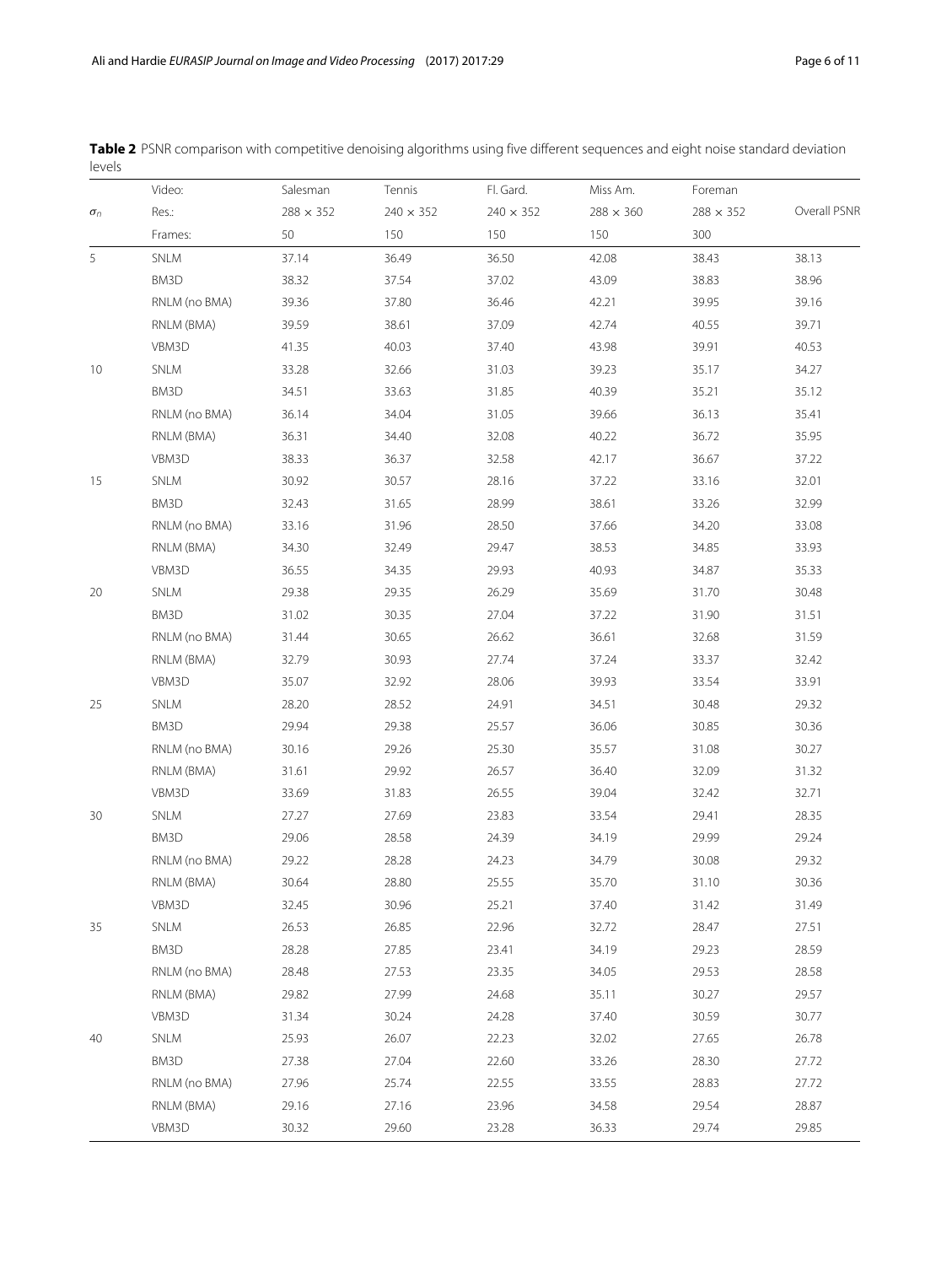**Table 2** PSNR comparison with competitive denoising algorithms using five different sequences and eight noise standard deviation levels

| | Video: | Salesman | Tennis | Fl. Gard. | Miss Am. | Foreman | |
|---|---|---|---|---|---|---|---|
| $\sigma_n$ | Res.: | 288 × 352 | 240 × 352 | 240 × 352 | 288 × 360 | 288 × 352 | Overall PSNR |
| | Frames: | 50 | 150 | 150 | 150 | 300 | |
| 5 | SNLM | 37.14 | 36.49 | 36.50 | 42.08 | 38.43 | 38.13 |
| | BM3D | 38.32 | 37.54 | 37.02 | 43.09 | 38.83 | 38.96 |
| | RNLM (no BMA) | 39.36 | 37.80 | 36.46 | 42.21 | 39.95 | 39.16 |
| | RNLM (BMA) | 39.59 | 38.61 | 37.09 | 42.74 | 40.55 | 39.71 |
| | VBM3D | 41.35 | 40.03 | 37.40 | 43.98 | 39.91 | 40.53 |
| 10 | SNLM | 33.28 | 32.66 | 31.03 | 39.23 | 35.17 | 34.27 |
| | BM3D | 34.51 | 33.63 | 31.85 | 40.39 | 35.21 | 35.12 |
| | RNLM (no BMA) | 36.14 | 34.04 | 31.05 | 39.66 | 36.13 | 35.41 |
| | RNLM (BMA) | 36.31 | 34.40 | 32.08 | 40.22 | 36.72 | 35.95 |
| | VBM3D | 38.33 | 36.37 | 32.58 | 42.17 | 36.67 | 37.22 |
| 15 | SNLM | 30.92 | 30.57 | 28.16 | 37.22 | 33.16 | 32.01 |
| | BM3D | 32.43 | 31.65 | 28.99 | 38.61 | 33.26 | 32.99 |
| | RNLM (no BMA) | 33.16 | 31.96 | 28.50 | 37.66 | 34.20 | 33.08 |
| | RNLM (BMA) | 34.30 | 32.49 | 29.47 | 38.53 | 34.85 | 33.93 |
| | VBM3D | 36.55 | 34.35 | 29.93 | 40.93 | 34.87 | 35.33 |
| 20 | SNLM | 29.38 | 29.35 | 26.29 | 35.69 | 31.70 | 30.48 |
| | BM3D | 31.02 | 30.35 | 27.04 | 37.22 | 31.90 | 31.51 |
| | RNLM (no BMA) | 31.44 | 30.65 | 26.62 | 36.61 | 32.68 | 31.59 |
| | RNLM (BMA) | 32.79 | 30.93 | 27.74 | 37.24 | 33.37 | 32.42 |
| | VBM3D | 35.07 | 32.92 | 28.06 | 39.93 | 33.54 | 33.91 |
| 25 | SNLM | 28.20 | 28.52 | 24.91 | 34.51 | 30.48 | 29.32 |
| | BM3D | 29.94 | 29.38 | 25.57 | 36.06 | 30.85 | 30.36 |
| | RNLM (no BMA) | 30.16 | 29.26 | 25.30 | 35.57 | 31.08 | 30.27 |
| | RNLM (BMA) | 31.61 | 29.92 | 26.57 | 36.40 | 32.09 | 31.32 |
| | VBM3D | 33.69 | 31.83 | 26.55 | 39.04 | 32.42 | 32.71 |
| 30 | SNLM | 27.27 | 27.69 | 23.83 | 33.54 | 29.41 | 28.35 |
| | BM3D | 29.06 | 28.58 | 24.39 | 34.19 | 29.99 | 29.24 |
| | RNLM (no BMA) | 29.22 | 28.28 | 24.23 | 34.79 | 30.08 | 29.32 |
| | RNLM (BMA) | 30.64 | 28.80 | 25.55 | 35.70 | 31.10 | 30.36 |
| | VBM3D | 32.45 | 30.96 | 25.21 | 37.40 | 31.42 | 31.49 |
| 35 | SNLM | 26.53 | 26.85 | 22.96 | 32.72 | 28.47 | 27.51 |
| | BM3D | 28.28 | 27.85 | 23.41 | 34.19 | 29.23 | 28.59 |
| | RNLM (no BMA) | 28.48 | 27.53 | 23.35 | 34.05 | 29.53 | 28.58 |
| | RNLM (BMA) | 29.82 | 27.99 | 24.68 | 35.11 | 30.27 | 29.57 |
| | VBM3D | 31.34 | 30.24 | 24.28 | 37.40 | 30.59 | 30.77 |
| 40 | SNLM | 25.93 | 26.07 | 22.23 | 32.02 | 27.65 | 26.78 |
| | BM3D | 27.38 | 27.04 | 22.60 | 33.26 | 28.30 | 27.72 |
| | RNLM (no BMA) | 27.96 | 25.74 | 22.55 | 33.55 | 28.83 | 27.72 |
| | RNLM (BMA) | 29.16 | 27.16 | 23.96 | 34.58 | 29.54 | 28.87 |
| | VBM3D | 30.32 | 29.60 | 23.28 | 36.33 | 29.74 | 29.85 |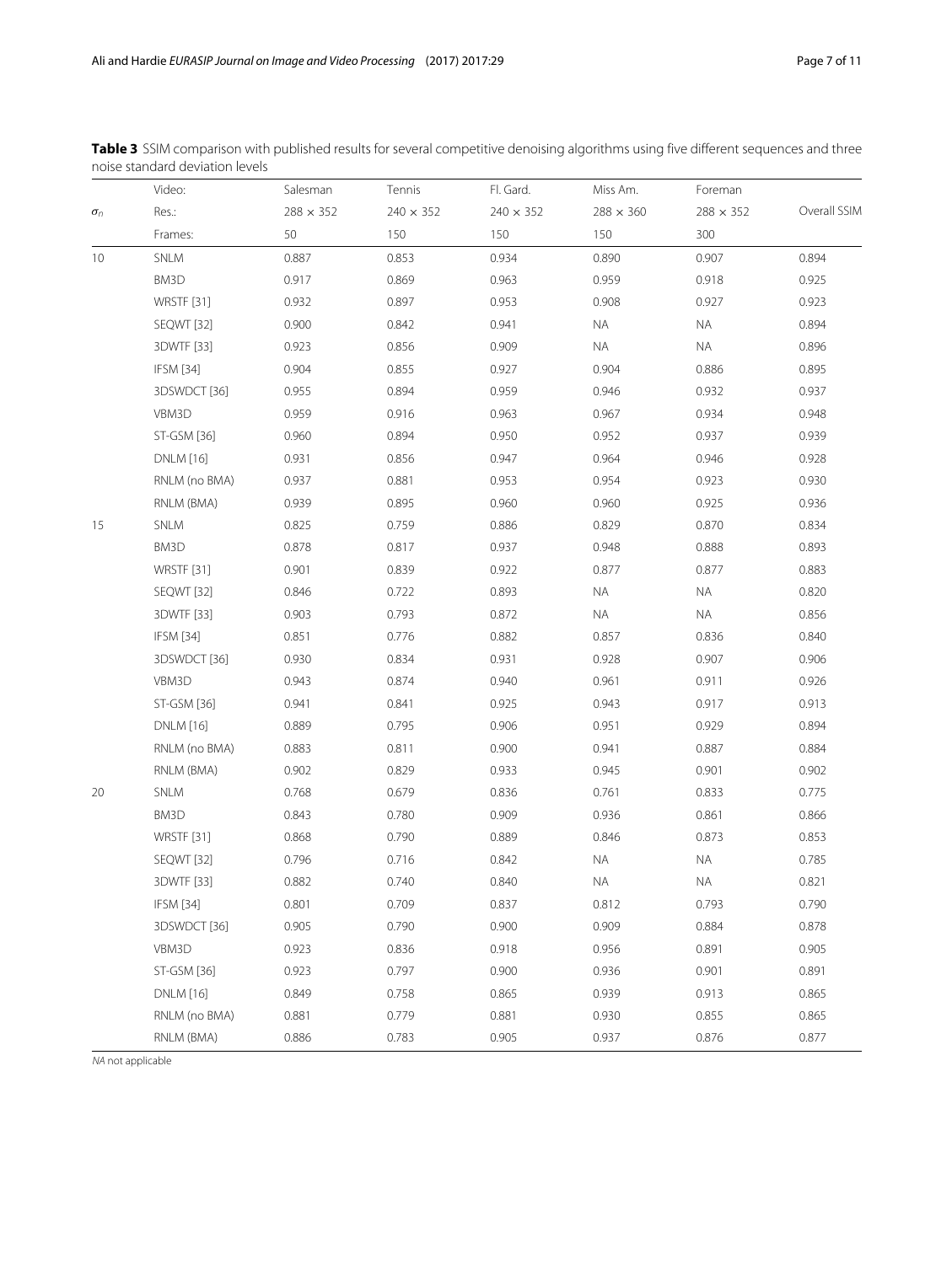**Table 3** SSIM comparison with published results for several competitive denoising algorithms using five different sequences and three noise standard deviation levels

| | Video: | Salesman | Tennis | Fl. Gard. | Miss Am. | Foreman | |
|---|---|---|---|---|---|---|---|
| $\sigma_n$ | Res.: | 288 × 352 | 240 × 352 | 240 × 352 | 288 × 360 | 288 × 352 | Overall SSIM |
| | Frames: | 50 | 150 | 150 | 150 | 300 | |
| 10 | SNLM | 0.887 | 0.853 | 0.934 | 0.890 | 0.907 | 0.894 |
| | BM3D | 0.917 | 0.869 | 0.963 | 0.959 | 0.918 | 0.925 |
| | WRSTF [31] | 0.932 | 0.897 | 0.953 | 0.908 | 0.927 | 0.923 |
| | SEQWT [32] | 0.900 | 0.842 | 0.941 | NA | NA | 0.894 |
| | 3DWTF [33] | 0.923 | 0.856 | 0.909 | NA | NA | 0.896 |
| | IFSM [34] | 0.904 | 0.855 | 0.927 | 0.904 | 0.886 | 0.895 |
| | 3DSWDCT [36] | 0.955 | 0.894 | 0.959 | 0.946 | 0.932 | 0.937 |
| | VBM3D | 0.959 | 0.916 | 0.963 | 0.967 | 0.934 | 0.948 |
| | ST-GSM [36] | 0.960 | 0.894 | 0.950 | 0.952 | 0.937 | 0.939 |
| | DNLM [16] | 0.931 | 0.856 | 0.947 | 0.964 | 0.946 | 0.928 |
| | RNLM (no BMA) | 0.937 | 0.881 | 0.953 | 0.954 | 0.923 | 0.930 |
| | RNLM (BMA) | 0.939 | 0.895 | 0.960 | 0.960 | 0.925 | 0.936 |
| 15 | SNLM | 0.825 | 0.759 | 0.886 | 0.829 | 0.870 | 0.834 |
| | BM3D | 0.878 | 0.817 | 0.937 | 0.948 | 0.888 | 0.893 |
| | WRSTF [31] | 0.901 | 0.839 | 0.922 | 0.877 | 0.877 | 0.883 |
| | SEQWT [32] | 0.846 | 0.722 | 0.893 | NA | NA | 0.820 |
| | 3DWTF [33] | 0.903 | 0.793 | 0.872 | NA | NA | 0.856 |
| | IFSM [34] | 0.851 | 0.776 | 0.882 | 0.857 | 0.836 | 0.840 |
| | 3DSWDCT [36] | 0.930 | 0.834 | 0.931 | 0.928 | 0.907 | 0.906 |
| | VBM3D | 0.943 | 0.874 | 0.940 | 0.961 | 0.911 | 0.926 |
| | ST-GSM [36] | 0.941 | 0.841 | 0.925 | 0.943 | 0.917 | 0.913 |
| | DNLM [16] | 0.889 | 0.795 | 0.906 | 0.951 | 0.929 | 0.894 |
| | RNLM (no BMA) | 0.883 | 0.811 | 0.900 | 0.941 | 0.887 | 0.884 |
| | RNLM (BMA) | 0.902 | 0.829 | 0.933 | 0.945 | 0.901 | 0.902 |
| 20 | SNLM | 0.768 | 0.679 | 0.836 | 0.761 | 0.833 | 0.775 |
| | BM3D | 0.843 | 0.780 | 0.909 | 0.936 | 0.861 | 0.866 |
| | WRSTF [31] | 0.868 | 0.790 | 0.889 | 0.846 | 0.873 | 0.853 |
| | SEQWT [32] | 0.796 | 0.716 | 0.842 | NA | NA | 0.785 |
| | 3DWTF [33] | 0.882 | 0.740 | 0.840 | NA | NA | 0.821 |
| | IFSM [34] | 0.801 | 0.709 | 0.837 | 0.812 | 0.793 | 0.790 |
| | 3DSWDCT [36] | 0.905 | 0.790 | 0.900 | 0.909 | 0.884 | 0.878 |
| | VBM3D | 0.923 | 0.836 | 0.918 | 0.956 | 0.891 | 0.905 |
| | ST-GSM [36] | 0.923 | 0.797 | 0.900 | 0.936 | 0.901 | 0.891 |
| | DNLM [16] | 0.849 | 0.758 | 0.865 | 0.939 | 0.913 | 0.865 |
| | RNLM (no BMA) | 0.881 | 0.779 | 0.881 | 0.930 | 0.855 | 0.865 |
| | RNLM (BMA) | 0.886 | 0.783 | 0.905 | 0.937 | 0.876 | 0.877 |

*NA* not applicable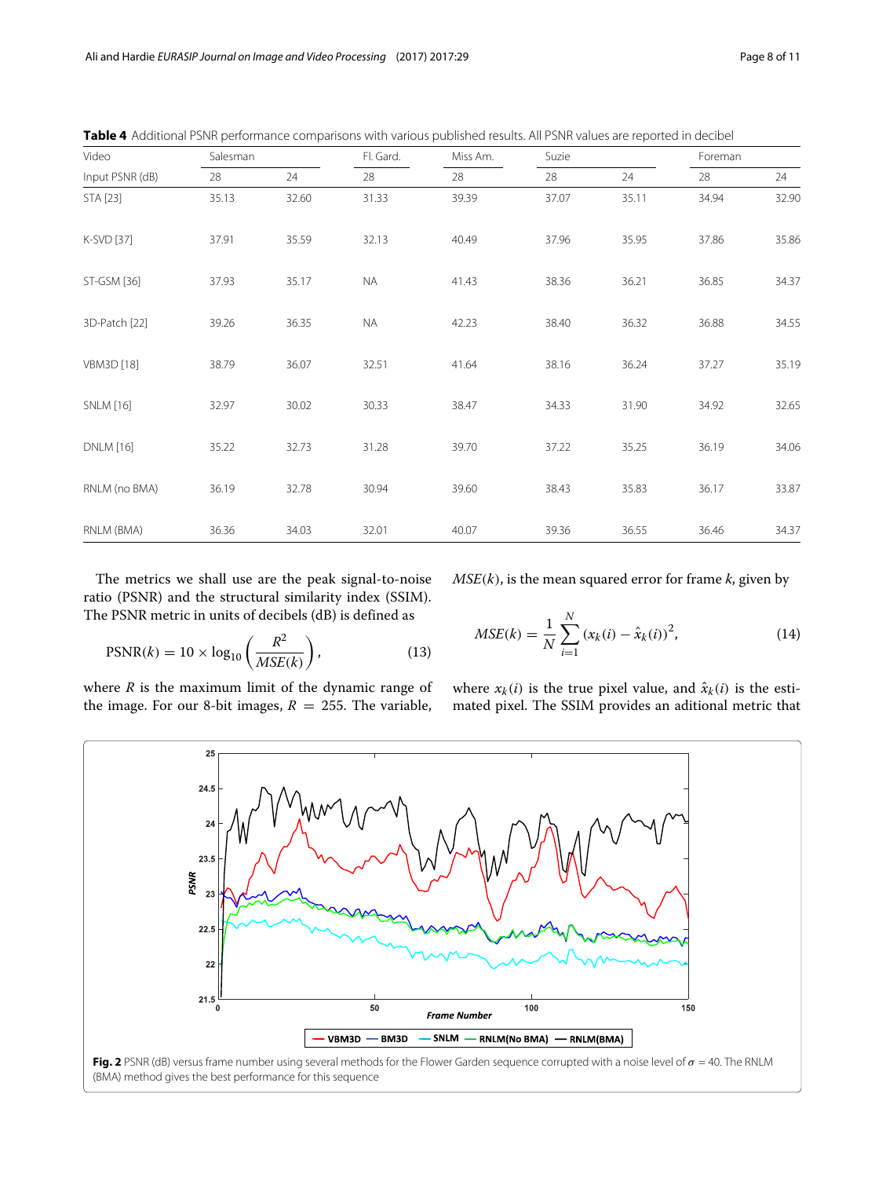**Table 4** Additional PSNR performance comparisons with various published results. All PSNR values are reported in decibel

| Video | Salesman | | Fl. Gard. | Miss Am. | Suzie | | Foreman | |
|---|---|---|---|---|---|---|---|---|
| Input PSNR (dB) | 28 | 24 | 28 | 28 | 28 | 24 | 28 | 24 |
| STA [23] | 35.13 | 32.60 | 31.33 | 39.39 | 37.07 | 35.11 | 34.94 | 32.90 |
| K-SVD [37] | 37.91 | 35.59 | 32.13 | 40.49 | 37.96 | 35.95 | 37.86 | 35.86 |
| ST-GSM [36] | 37.93 | 35.17 | NA | 41.43 | 38.36 | 36.21 | 36.85 | 34.37 |
| 3D-Patch [22] | 39.26 | 36.35 | NA | 42.23 | 38.40 | 36.32 | 36.88 | 34.55 |
| VBM3D [18] | 38.79 | 36.07 | 32.51 | 41.64 | 38.16 | 36.24 | 37.27 | 35.19 |
| SNLM [16] | 32.97 | 30.02 | 30.33 | 38.47 | 34.33 | 31.90 | 34.92 | 32.65 |
| DNLM [16] | 35.22 | 32.73 | 31.28 | 39.70 | 37.22 | 35.25 | 36.19 | 34.06 |
| RNLM (no BMA) | 36.19 | 32.78 | 30.94 | 39.60 | 38.43 | 35.83 | 36.17 | 33.87 |
| RNLM (BMA) | 36.36 | 34.03 | 32.01 | 40.07 | 39.36 | 36.55 | 36.46 | 34.37 |

The metrics we shall use are the peak signal-to-noise ratio (PSNR) and the structural similarity index (SSIM). The PSNR metric in units of decibels (dB) is defined as

$$\text{PSNR}(k) = 10 \times \log_{10}\left(\frac{R^2}{MSE(k)}\right), \tag{13}$$

where $R$ is the maximum limit of the dynamic range of the image. For our 8-bit images, $R = 255$. The variable, $MSE(k)$, is the mean squared error for frame $k$, given by

$$MSE(k) = \frac{1}{N}\sum_{i=1}^{N}\left(x_k(i) - \hat{x}_k(i)\right)^2, \tag{14}$$

where $x_k(i)$ is the true pixel value, and $\hat{x}_k(i)$ is the estimated pixel. The SSIM provides an aditional metric that

**Fig. 2** PSNR (dB) versus frame number using several methods for the Flower Garden sequence corrupted with a noise level of $\sigma = 40$. The RNLM (BMA) method gives the best performance for this sequence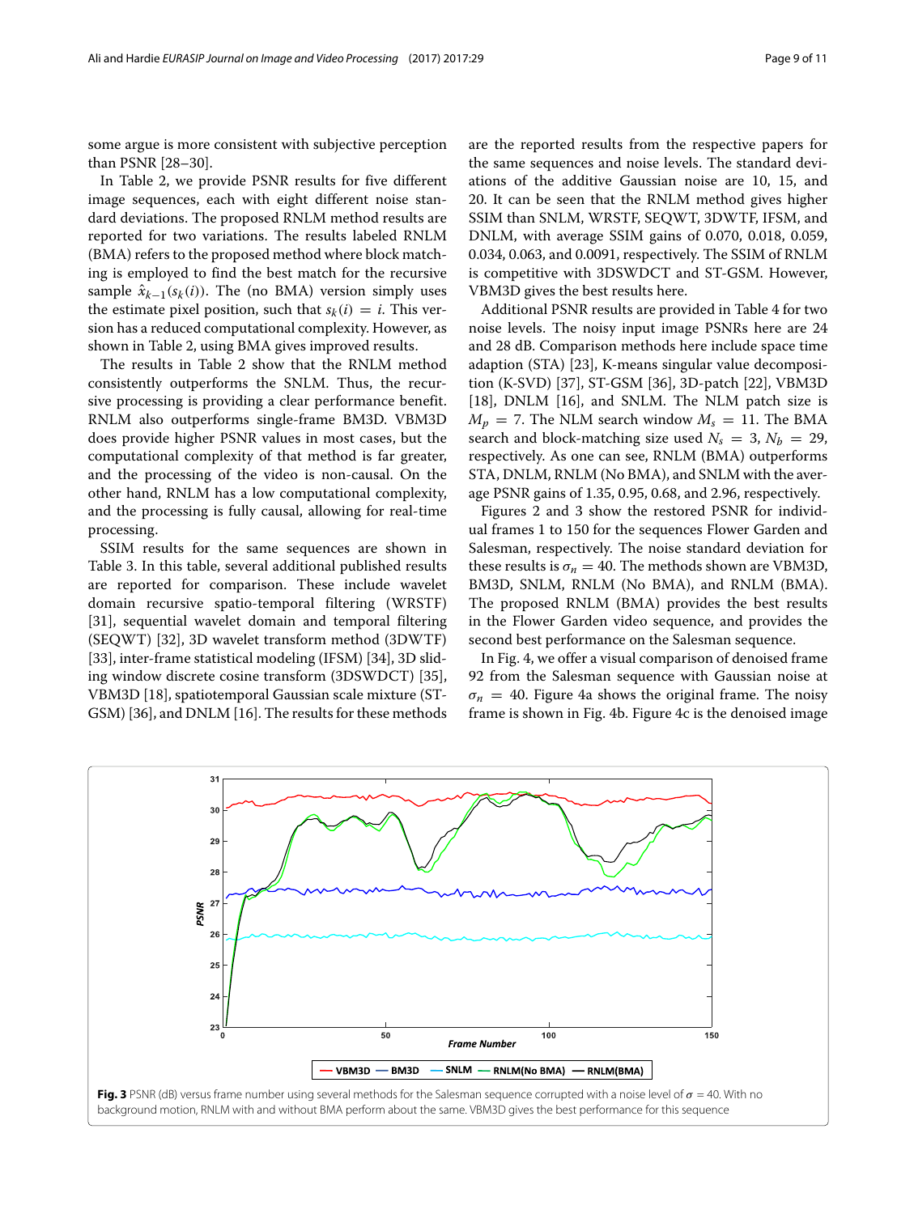some argue is more consistent with subjective perception than PSNR [28–30].

In Table 2, we provide PSNR results for five different image sequences, each with eight different noise standard deviations. The proposed RNLM method results are reported for two variations. The results labeled RNLM (BMA) refers to the proposed method where block matching is employed to find the best match for the recursive sample $\hat{x}_{k-1}(s_k(i))$. The (no BMA) version simply uses the estimate pixel position, such that $s_k(i) = i$. This version has a reduced computational complexity. However, as shown in Table 2, using BMA gives improved results.

The results in Table 2 show that the RNLM method consistently outperforms the SNLM. Thus, the recursive processing is providing a clear performance benefit. RNLM also outperforms single-frame BM3D. VBM3D does provide higher PSNR values in most cases, but the computational complexity of that method is far greater, and the processing of the video is non-causal. On the other hand, RNLM has a low computational complexity, and the processing is fully causal, allowing for real-time processing.

SSIM results for the same sequences are shown in Table 3. In this table, several additional published results are reported for comparison. These include wavelet domain recursive spatio-temporal filtering (WRSTF) [31], sequential wavelet domain and temporal filtering (SEQWT) [32], 3D wavelet transform method (3DWTF) [33], inter-frame statistical modeling (IFSM) [34], 3D sliding window discrete cosine transform (3DSWDCT) [35], VBM3D [18], spatiotemporal Gaussian scale mixture (ST-GSM) [36], and DNLM [16]. The results for these methods are the reported results from the respective papers for the same sequences and noise levels. The standard deviations of the additive Gaussian noise are 10, 15, and 20. It can be seen that the RNLM method gives higher SSIM than SNLM, WRSTF, SEQWT, 3DWTF, IFSM, and DNLM, with average SSIM gains of 0.070, 0.018, 0.059, 0.034, 0.063, and 0.0091, respectively. The SSIM of RNLM is competitive with 3DSWDCT and ST-GSM. However, VBM3D gives the best results here.

Additional PSNR results are provided in Table 4 for two noise levels. The noisy input image PSNRs here are 24 and 28 dB. Comparison methods here include space time adaption (STA) [23], K-means singular value decomposition (K-SVD) [37], ST-GSM [36], 3D-patch [22], VBM3D [18], DNLM [16], and SNLM. The NLM patch size is $M_p = 7$. The NLM search window $M_s = 11$. The BMA search and block-matching size used $N_s = 3$, $N_b = 29$, respectively. As one can see, RNLM (BMA) outperforms STA, DNLM, RNLM (No BMA), and SNLM with the average PSNR gains of 1.35, 0.95, 0.68, and 2.96, respectively.

Figures 2 and 3 show the restored PSNR for individual frames 1 to 150 for the sequences Flower Garden and Salesman, respectively. The noise standard deviation for these results is $\sigma_n = 40$. The methods shown are VBM3D, BM3D, SNLM, RNLM (No BMA), and RNLM (BMA). The proposed RNLM (BMA) provides the best results in the Flower Garden video sequence, and provides the second best performance on the Salesman sequence.

In Fig. 4, we offer a visual comparison of denoised frame 92 from the Salesman sequence with Gaussian noise at $\sigma_n = 40$. Figure 4a shows the original frame. The noisy frame is shown in Fig. 4b. Figure 4c is the denoised image

**Fig. 3** PSNR (dB) versus frame number using several methods for the Salesman sequence corrupted with a noise level of $\sigma = 40$. With no background motion, RNLM with and without BMA perform about the same. VBM3D gives the best performance for this sequence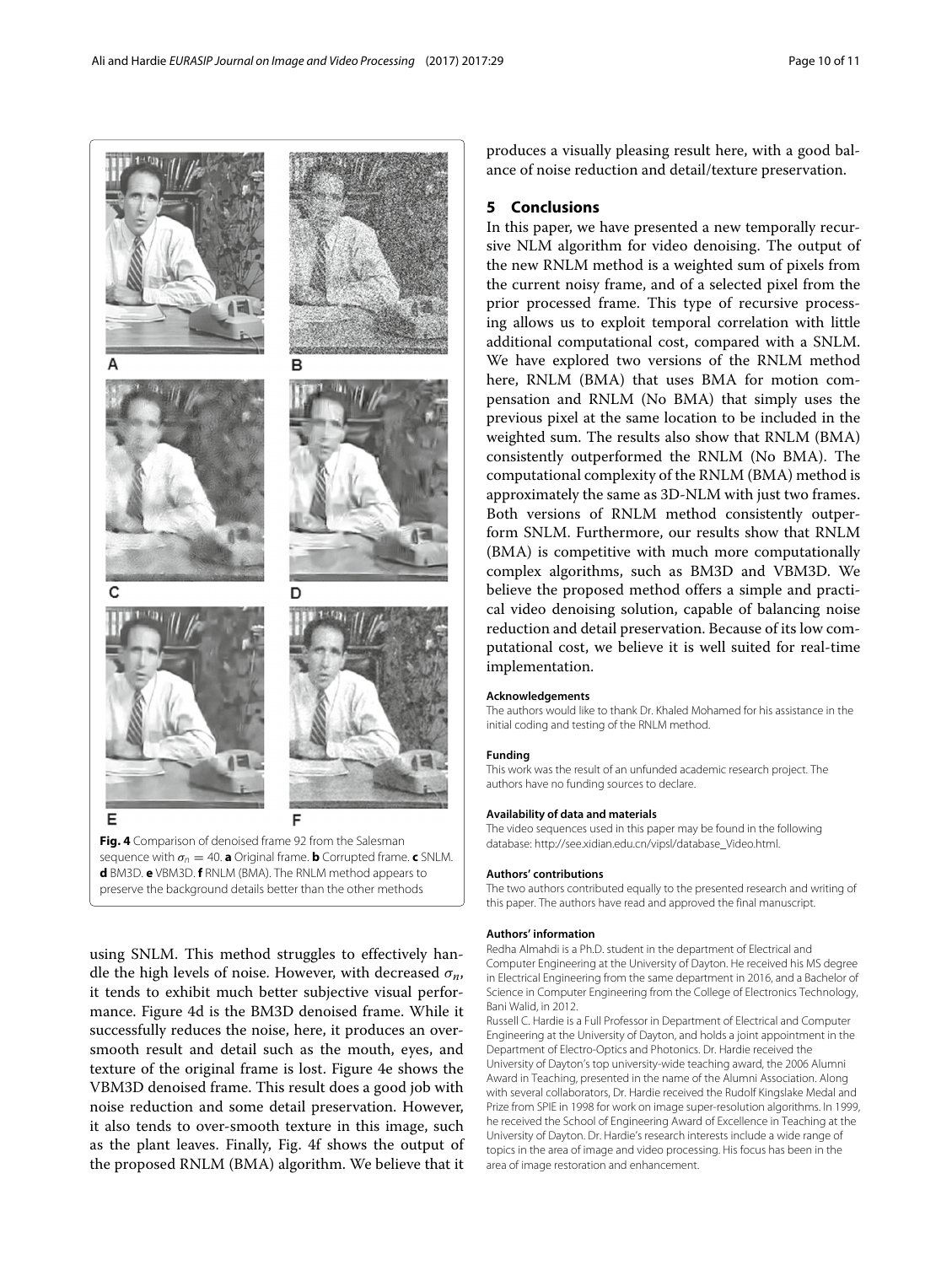**Fig. 4** Comparison of denoised frame 92 from the Salesman sequence with $\sigma_n = 40$. **a** Original frame. **b** Corrupted frame. **c** SNLM. **d** BM3D. **e** VBM3D. **f** RNLM (BMA). The RNLM method appears to preserve the background details better than the other methods

using SNLM. This method struggles to effectively handle the high levels of noise. However, with decreased $\sigma_n$, it tends to exhibit much better subjective visual performance. Figure 4d is the BM3D denoised frame. While it successfully reduces the noise, here, it produces an over-smooth result and detail such as the mouth, eyes, and texture of the original frame is lost. Figure 4e shows the VBM3D denoised frame. This result does a good job with noise reduction and some detail preservation. However, it also tends to over-smooth texture in this image, such as the plant leaves. Finally, Fig. 4f shows the output of the proposed RNLM (BMA) algorithm. We believe that it produces a visually pleasing result here, with a good balance of noise reduction and detail/texture preservation.

## 5 Conclusions

In this paper, we have presented a new temporally recursive NLM algorithm for video denoising. The output of the new RNLM method is a weighted sum of pixels from the current noisy frame, and of a selected pixel from the prior processed frame. This type of recursive processing allows us to exploit temporal correlation with little additional computational cost, compared with a SNLM. We have explored two versions of the RNLM method here, RNLM (BMA) that uses BMA for motion compensation and RNLM (No BMA) that simply uses the previous pixel at the same location to be included in the weighted sum. The results also show that RNLM (BMA) consistently outperformed the RNLM (No BMA). The computational complexity of the RNLM (BMA) method is approximately the same as 3D-NLM with just two frames. Both versions of RNLM method consistently outperform SNLM. Furthermore, our results show that RNLM (BMA) is competitive with much more computationally complex algorithms, such as BM3D and VBM3D. We believe the proposed method offers a simple and practical video denoising solution, capable of balancing noise reduction and detail preservation. Because of its low computational cost, we believe it is well suited for real-time implementation.

#### Acknowledgements

The authors would like to thank Dr. Khaled Mohamed for his assistance in the initial coding and testing of the RNLM method.

#### Funding

This work was the result of an unfunded academic research project. The authors have no funding sources to declare.

#### Availability of data and materials

The video sequences used in this paper may be found in the following database: http://see.xidian.edu.cn/vipsl/database_Video.html.

#### Authors' contributions

The two authors contributed equally to the presented research and writing of this paper. The authors have read and approved the final manuscript.

#### Authors' information

Redha Almahdi is a Ph.D. student in the department of Electrical and Computer Engineering at the University of Dayton. He received his MS degree in Electrical Engineering from the same department in 2016, and a Bachelor of Science in Computer Engineering from the College of Electronics Technology, Bani Walid, in 2012.

Russell C. Hardie is a Full Professor in Department of Electrical and Computer Engineering at the University of Dayton, and holds a joint appointment in the Department of Electro-Optics and Photonics. Dr. Hardie received the University of Dayton's top university-wide teaching award, the 2006 Alumni Award in Teaching, presented in the name of the Alumni Association. Along with several collaborators, Dr. Hardie received the Rudolf Kingslake Medal and Prize from SPIE in 1998 for work on image super-resolution algorithms. In 1999, he received the School of Engineering Award of Excellence in Teaching at the University of Dayton. Dr. Hardie's research interests include a wide range of topics in the area of image and video processing. His focus has been in the area of image restoration and enhancement.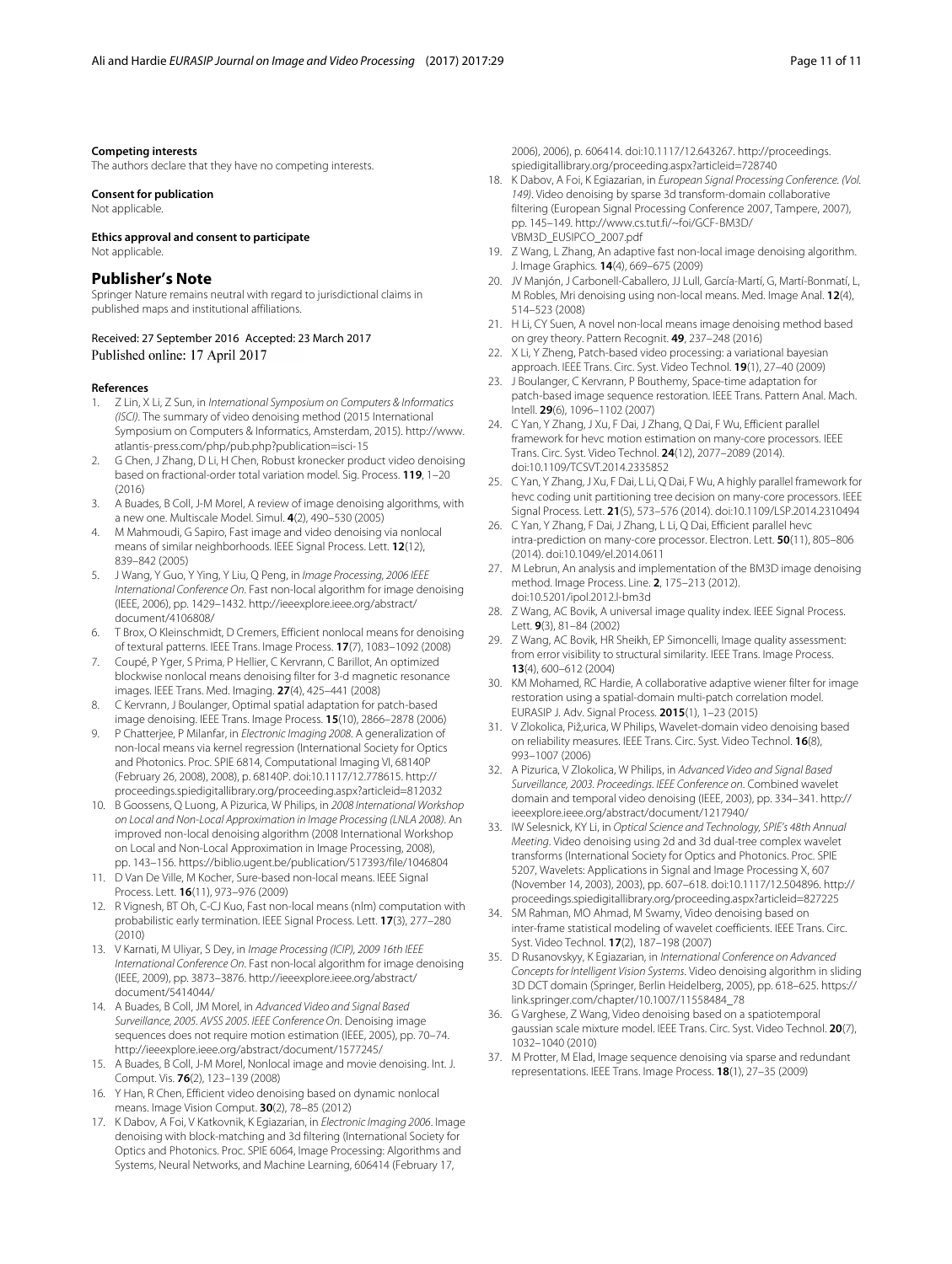#### Competing interests

The authors declare that they have no competing interests.

#### Consent for publication

Not applicable.

#### Ethics approval and consent to participate

Not applicable.

### Publisher's Note

Springer Nature remains neutral with regard to jurisdictional claims in published maps and institutional affiliations.

Received: 27 September 2016 Accepted: 23 March 2017
Published online: 17 April 2017

#### References

1. Z Lin, X Li, Z Sun, in *International Symposium on Computers & Informatics (ISCI)*. The summary of video denoising method (2015 International Symposium on Computers & Informatics, Amsterdam, 2015). http://www.atlantis-press.com/php/pub.php?publication=isci-15
2. G Chen, J Zhang, D Li, H Chen, Robust kronecker product video denoising based on fractional-order total variation model. Sig. Process. **119**, 1–20 (2016)
3. A Buades, B Coll, J-M Morel, A review of image denoising algorithms, with a new one. Multiscale Model. Simul. **4**(2), 490–530 (2005)
4. M Mahmoudi, G Sapiro, Fast image and video denoising via nonlocal means of similar neighborhoods. IEEE Signal Process. Lett. **12**(12), 839–842 (2005)
5. J Wang, Y Guo, Y Ying, Y Liu, Q Peng, in *Image Processing, 2006 IEEE International Conference On*. Fast non-local algorithm for image denoising (IEEE, 2006), pp. 1429–1432. http://ieeexplore.ieee.org/abstract/document/4106808/
6. T Brox, O Kleinschmidt, D Cremers, Efficient nonlocal means for denoising of textural patterns. IEEE Trans. Image Process. **17**(7), 1083–1092 (2008)
7. Coupé, P Yger, S Prima, P Hellier, C Kervrann, C Barillot, An optimized blockwise nonlocal means denoising filter for 3-d magnetic resonance images. IEEE Trans. Med. Imaging. **27**(4), 425–441 (2008)
8. C Kervrann, J Boulanger, Optimal spatial adaptation for patch-based image denoising. IEEE Trans. Image Process. **15**(10), 2866–2878 (2006)
9. P Chatterjee, P Milanfar, in *Electronic Imaging 2008*. A generalization of non-local means via kernel regression (International Society for Optics and Photonics. Proc. SPIE 6814, Computational Imaging VI, 68140P (February 26, 2008), 2008), p. 68140P. doi:10.1117/12.778615. http://proceedings.spiedigitallibrary.org/proceeding.aspx?articleid=812032
10. B Goossens, Q Luong, A Pizurica, W Philips, in *2008 International Workshop on Local and Non-Local Approximation in Image Processing (LNLA 2008)*. An improved non-local denoising algorithm (2008 International Workshop on Local and Non-Local Approximation in Image Processing, 2008), pp. 143–156. https://biblio.ugent.be/publication/517393/file/1046804
11. D Van De Ville, M Kocher, Sure-based non-local means. IEEE Signal Process. Lett. **16**(11), 973–976 (2009)
12. R Vignesh, BT Oh, C-CJ Kuo, Fast non-local means (nlm) computation with probabilistic early termination. IEEE Signal Process. Lett. **17**(3), 277–280 (2010)
13. V Karnati, M Uliyar, S Dey, in *Image Processing (ICIP), 2009 16th IEEE International Conference On*. Fast non-local algorithm for image denoising (IEEE, 2009), pp. 3873–3876. http://ieeexplore.ieee.org/abstract/document/5414044/
14. A Buades, B Coll, JM Morel, in *Advanced Video and Signal Based Surveillance, 2005. AVSS 2005. IEEE Conference On*. Denoising image sequences does not require motion estimation (IEEE, 2005), pp. 70–74. http://ieeexplore.ieee.org/abstract/document/1577245/
15. A Buades, B Coll, J-M Morel, Nonlocal image and movie denoising. Int. J. Comput. Vis. **76**(2), 123–139 (2008)
16. Y Han, R Chen, Efficient video denoising based on dynamic nonlocal means. Image Vision Comput. **30**(2), 78–85 (2012)
17. K Dabov, A Foi, V Katkovnik, K Egiazarian, in *Electronic Imaging 2006*. Image denoising with block-matching and 3d filtering (International Society for Optics and Photonics. Proc. SPIE 6064, Image Processing: Algorithms and Systems, Neural Networks, and Machine Learning, 606414 (February 17, 2006), 2006), p. 606414. doi:10.1117/12.643267. http://proceedings.spiedigitallibrary.org/proceeding.aspx?articleid=728740
18. K Dabov, A Foi, K Egiazarian, in *European Signal Processing Conference. (Vol. 149)*. Video denoising by sparse 3d transform-domain collaborative filtering (European Signal Processing Conference 2007, Tampere, 2007), pp. 145–149. http://www.cs.tut.fi/~foi/GCF-BM3D/VBM3D_EUSIPCO_2007.pdf
19. Z Wang, L Zhang, An adaptive fast non-local image denoising algorithm. J. Image Graphics. **14**(4), 669–675 (2009)
20. JV Manjón, J Carbonell-Caballero, JJ Lull, García-Martí, G, Martí-Bonmatí, L, M Robles, Mri denoising using non-local means. Med. Image Anal. **12**(4), 514–523 (2008)
21. H Li, CY Suen, A novel non-local means image denoising method based on grey theory. Pattern Recognit. **49**, 237–248 (2016)
22. X Li, Y Zheng, Patch-based video processing: a variational bayesian approach. IEEE Trans. Circ. Syst. Video Technol. **19**(1), 27–40 (2009)
23. J Boulanger, C Kervrann, P Bouthemy, Space-time adaptation for patch-based image sequence restoration. IEEE Trans. Pattern Anal. Mach. Intell. **29**(6), 1096–1102 (2007)
24. C Yan, Y Zhang, J Xu, F Dai, J Zhang, Q Dai, F Wu, Efficient parallel framework for hevc motion estimation on many-core processors. IEEE Trans. Circ. Syst. Video Technol. **24**(12), 2077–2089 (2014). doi:10.1109/TCSVT.2014.2335852
25. C Yan, Y Zhang, J Xu, F Dai, L Li, Q Dai, F Wu, A highly parallel framework for hevc coding unit partitioning tree decision on many-core processors. IEEE Signal Process. Lett. **21**(5), 573–576 (2014). doi:10.1109/LSP.2014.2310494
26. C Yan, Y Zhang, F Dai, J Zhang, L Li, Q Dai, Efficient parallel hevc intra-prediction on many-core processor. Electron. Lett. **50**(11), 805–806 (2014). doi:10.1049/el.2014.0611
27. M Lebrun, An analysis and implementation of the BM3D image denoising method. Image Process. Line. **2**, 175–213 (2012). doi:10.5201/ipol.2012.l-bm3d
28. Z Wang, AC Bovik, A universal image quality index. IEEE Signal Process. Lett. **9**(3), 81–84 (2002)
29. Z Wang, AC Bovik, HR Sheikh, EP Simoncelli, Image quality assessment: from error visibility to structural similarity. IEEE Trans. Image Process. **13**(4), 600–612 (2004)
30. KM Mohamed, RC Hardie, A collaborative adaptive wiener filter for image restoration using a spatial-domain multi-patch correlation model. EURASIP J. Adv. Signal Process. **2015**(1), 1–23 (2015)
31. V Zlokolica, Piž,urica, W Philips, Wavelet-domain video denoising based on reliability measures. IEEE Trans. Circ. Syst. Video Technol. **16**(8), 993–1007 (2006)
32. A Pizurica, V Zlokolica, W Philips, in *Advanced Video and Signal Based Surveillance, 2003. Proceedings. IEEE Conference on*. Combined wavelet domain and temporal video denoising (IEEE, 2003), pp. 334–341. http://ieeexplore.ieee.org/abstract/document/1217940/
33. IW Selesnick, KY Li, in *Optical Science and Technology, SPIE's 48th Annual Meeting*. Video denoising using 2d and 3d dual-tree complex wavelet transforms (International Society for Optics and Photonics. Proc. SPIE 5207, Wavelets: Applications in Signal and Image Processing X, 607 (November 14, 2003), 2003), pp. 607–618. doi:10.1117/12.504896. http://proceedings.spiedigitallibrary.org/proceeding.aspx?articleid=827225
34. SM Rahman, MO Ahmad, M Swamy, Video denoising based on inter-frame statistical modeling of wavelet coefficients. IEEE Trans. Circ. Syst. Video Technol. **17**(2), 187–198 (2007)
35. D Rusanovskyy, K Egiazarian, in *International Conference on Advanced Concepts for Intelligent Vision Systems*. Video denoising algorithm in sliding 3D DCT domain (Springer, Berlin Heidelberg, 2005), pp. 618–625. https://link.springer.com/chapter/10.1007/11558484_78
36. G Varghese, Z Wang, Video denoising based on a spatiotemporal gaussian scale mixture model. IEEE Trans. Circ. Syst. Video Technol. **20**(7), 1032–1040 (2010)
37. M Protter, M Elad, Image sequence denoising via sparse and redundant representations. IEEE Trans. Image Process. **18**(1), 27–35 (2009)